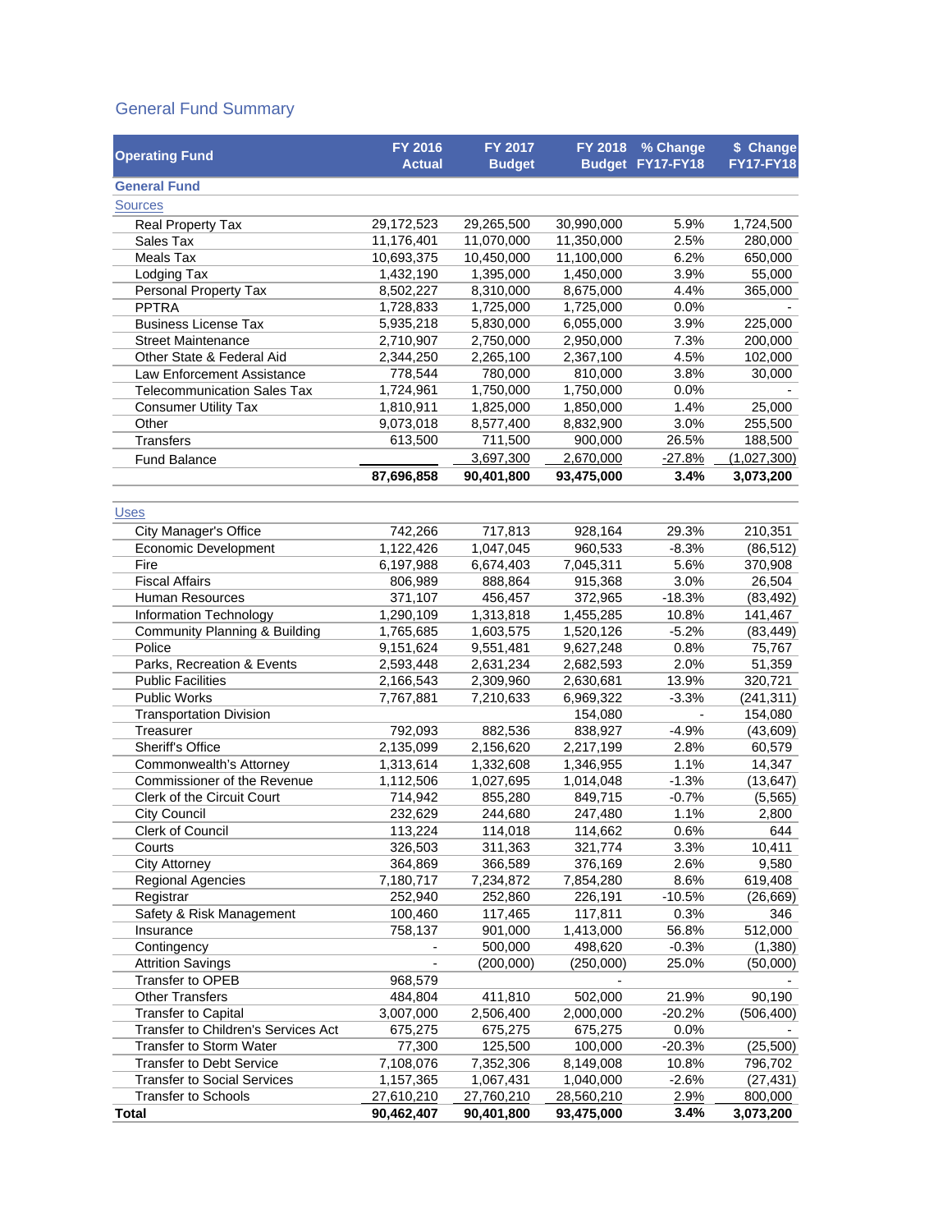## General Fund Summary

| Operating Fund | FY 2016 Actual | FY 2017 Budget | FY 2018 Budget | % Change FY17-FY18 | $ Change FY17-FY18 |
|---|---|---|---|---|---|
| **General Fund** | | | | | |
| Sources | | | | | |
| Real Property Tax | 29,172,523 | 29,265,500 | 30,990,000 | 5.9% | 1,724,500 |
| Sales Tax | 11,176,401 | 11,070,000 | 11,350,000 | 2.5% | 280,000 |
| Meals Tax | 10,693,375 | 10,450,000 | 11,100,000 | 6.2% | 650,000 |
| Lodging Tax | 1,432,190 | 1,395,000 | 1,450,000 | 3.9% | 55,000 |
| Personal Property Tax | 8,502,227 | 8,310,000 | 8,675,000 | 4.4% | 365,000 |
| PPTRA | 1,728,833 | 1,725,000 | 1,725,000 | 0.0% | - |
| Business License Tax | 5,935,218 | 5,830,000 | 6,055,000 | 3.9% | 225,000 |
| Street Maintenance | 2,710,907 | 2,750,000 | 2,950,000 | 7.3% | 200,000 |
| Other State & Federal Aid | 2,344,250 | 2,265,100 | 2,367,100 | 4.5% | 102,000 |
| Law Enforcement Assistance | 778,544 | 780,000 | 810,000 | 3.8% | 30,000 |
| Telecommunication Sales Tax | 1,724,961 | 1,750,000 | 1,750,000 | 0.0% | - |
| Consumer Utility Tax | 1,810,911 | 1,825,000 | 1,850,000 | 1.4% | 25,000 |
| Other | 9,073,018 | 8,577,400 | 8,832,900 | 3.0% | 255,500 |
| Transfers | 613,500 | 711,500 | 900,000 | 26.5% | 188,500 |
| Fund Balance | | 3,697,300 | 2,670,000 | -27.8% | (1,027,300) |
| | **87,696,858** | **90,401,800** | **93,475,000** | **3.4%** | **3,073,200** |
| Uses | | | | | |
| City Manager's Office | 742,266 | 717,813 | 928,164 | 29.3% | 210,351 |
| Economic Development | 1,122,426 | 1,047,045 | 960,533 | -8.3% | (86,512) |
| Fire | 6,197,988 | 6,674,403 | 7,045,311 | 5.6% | 370,908 |
| Fiscal Affairs | 806,989 | 888,864 | 915,368 | 3.0% | 26,504 |
| Human Resources | 371,107 | 456,457 | 372,965 | -18.3% | (83,492) |
| Information Technology | 1,290,109 | 1,313,818 | 1,455,285 | 10.8% | 141,467 |
| Community Planning & Building | 1,765,685 | 1,603,575 | 1,520,126 | -5.2% | (83,449) |
| Police | 9,151,624 | 9,551,481 | 9,627,248 | 0.8% | 75,767 |
| Parks, Recreation & Events | 2,593,448 | 2,631,234 | 2,682,593 | 2.0% | 51,359 |
| Public Facilities | 2,166,543 | 2,309,960 | 2,630,681 | 13.9% | 320,721 |
| Public Works | 7,767,881 | 7,210,633 | 6,969,322 | -3.3% | (241,311) |
| Transportation Division | | | 154,080 | - | 154,080 |
| Treasurer | 792,093 | 882,536 | 838,927 | -4.9% | (43,609) |
| Sheriff's Office | 2,135,099 | 2,156,620 | 2,217,199 | 2.8% | 60,579 |
| Commonwealth's Attorney | 1,313,614 | 1,332,608 | 1,346,955 | 1.1% | 14,347 |
| Commissioner of the Revenue | 1,112,506 | 1,027,695 | 1,014,048 | -1.3% | (13,647) |
| Clerk of the Circuit Court | 714,942 | 855,280 | 849,715 | -0.7% | (5,565) |
| City Council | 232,629 | 244,680 | 247,480 | 1.1% | 2,800 |
| Clerk of Council | 113,224 | 114,018 | 114,662 | 0.6% | 644 |
| Courts | 326,503 | 311,363 | 321,774 | 3.3% | 10,411 |
| City Attorney | 364,869 | 366,589 | 376,169 | 2.6% | 9,580 |
| Regional Agencies | 7,180,717 | 7,234,872 | 7,854,280 | 8.6% | 619,408 |
| Registrar | 252,940 | 252,860 | 226,191 | -10.5% | (26,669) |
| Safety & Risk Management | 100,460 | 117,465 | 117,811 | 0.3% | 346 |
| Insurance | 758,137 | 901,000 | 1,413,000 | 56.8% | 512,000 |
| Contingency | - | 500,000 | 498,620 | -0.3% | (1,380) |
| Attrition Savings | - | (200,000) | (250,000) | 25.0% | (50,000) |
| Transfer to OPEB | 968,579 | | - | | - |
| Other Transfers | 484,804 | 411,810 | 502,000 | 21.9% | 90,190 |
| Transfer to Capital | 3,007,000 | 2,506,400 | 2,000,000 | -20.2% | (506,400) |
| Transfer to Children's Services Act | 675,275 | 675,275 | 675,275 | 0.0% | - |
| Transfer to Storm Water | 77,300 | 125,500 | 100,000 | -20.3% | (25,500) |
| Transfer to Debt Service | 7,108,076 | 7,352,306 | 8,149,008 | 10.8% | 796,702 |
| Transfer to Social Services | 1,157,365 | 1,067,431 | 1,040,000 | -2.6% | (27,431) |
| Transfer to Schools | 27,610,210 | 27,760,210 | 28,560,210 | 2.9% | 800,000 |
| **Total** | **90,462,407** | **90,401,800** | **93,475,000** | **3.4%** | **3,073,200** |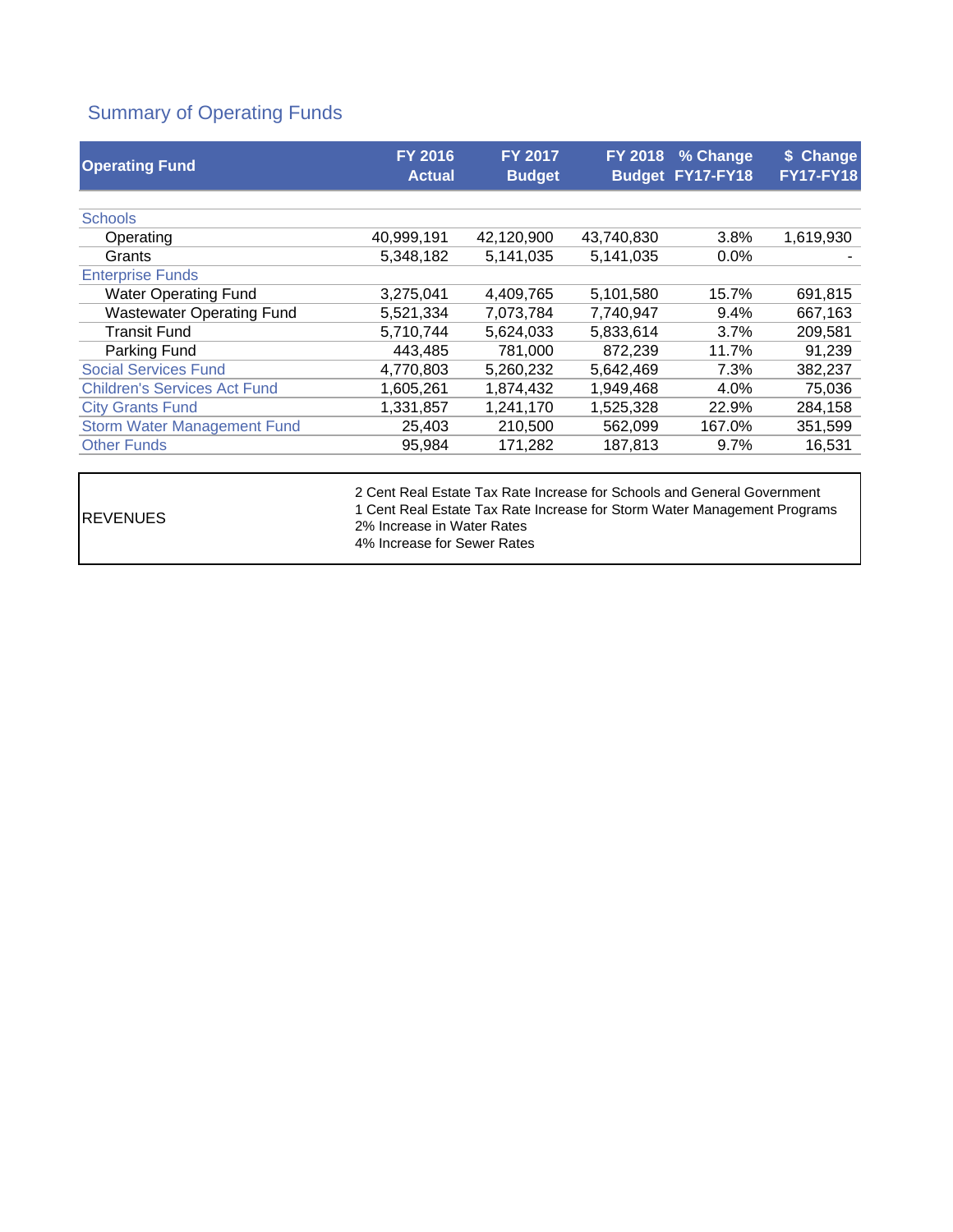## Summary of Operating Funds

| Operating Fund | FY 2016 Actual | FY 2017 Budget | FY 2018 Budget | % Change FY17-FY18 | $ Change FY17-FY18 |
|---|---|---|---|---|---|
| Schools | | | | | |
| Operating | 40,999,191 | 42,120,900 | 43,740,830 | 3.8% | 1,619,930 |
| Grants | 5,348,182 | 5,141,035 | 5,141,035 | 0.0% | - |
| Enterprise Funds | | | | | |
| Water Operating Fund | 3,275,041 | 4,409,765 | 5,101,580 | 15.7% | 691,815 |
| Wastewater Operating Fund | 5,521,334 | 7,073,784 | 7,740,947 | 9.4% | 667,163 |
| Transit Fund | 5,710,744 | 5,624,033 | 5,833,614 | 3.7% | 209,581 |
| Parking Fund | 443,485 | 781,000 | 872,239 | 11.7% | 91,239 |
| Social Services Fund | 4,770,803 | 5,260,232 | 5,642,469 | 7.3% | 382,237 |
| Children's Services Act Fund | 1,605,261 | 1,874,432 | 1,949,468 | 4.0% | 75,036 |
| City Grants Fund | 1,331,857 | 1,241,170 | 1,525,328 | 22.9% | 284,158 |
| Storm Water Management Fund | 25,403 | 210,500 | 562,099 | 167.0% | 351,599 |
| Other Funds | 95,984 | 171,282 | 187,813 | 9.7% | 16,531 |

| REVENUES | |
|---|---|
| | 2 Cent Real Estate Tax Rate Increase for Schools and General Government<br>1 Cent Real Estate Tax Rate Increase for Storm Water Management Programs<br>2% Increase in Water Rates<br>4% Increase for Sewer Rates |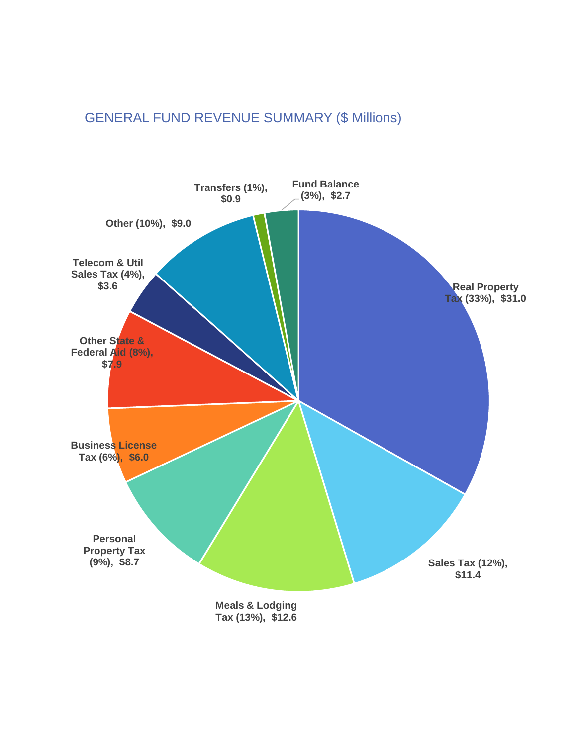## GENERAL FUND REVENUE SUMMARY ($ Millions)

| Category | Percent | $ Millions |
|---|---|---|
| Real Property Tax | 33% | $31.0 |
| Sales Tax | 12% | $11.4 |
| Meals & Lodging Tax | 13% | $12.6 |
| Personal Property Tax | 9% | $8.7 |
| Business License Tax | 6% | $6.0 |
| Other State & Federal Aid | 8% | $7.9 |
| Telecom & Util Sales Tax | 4% | $3.6 |
| Other | 10% | $9.0 |
| Transfers | 1% | $0.9 |
| Fund Balance | 3% | $2.7 |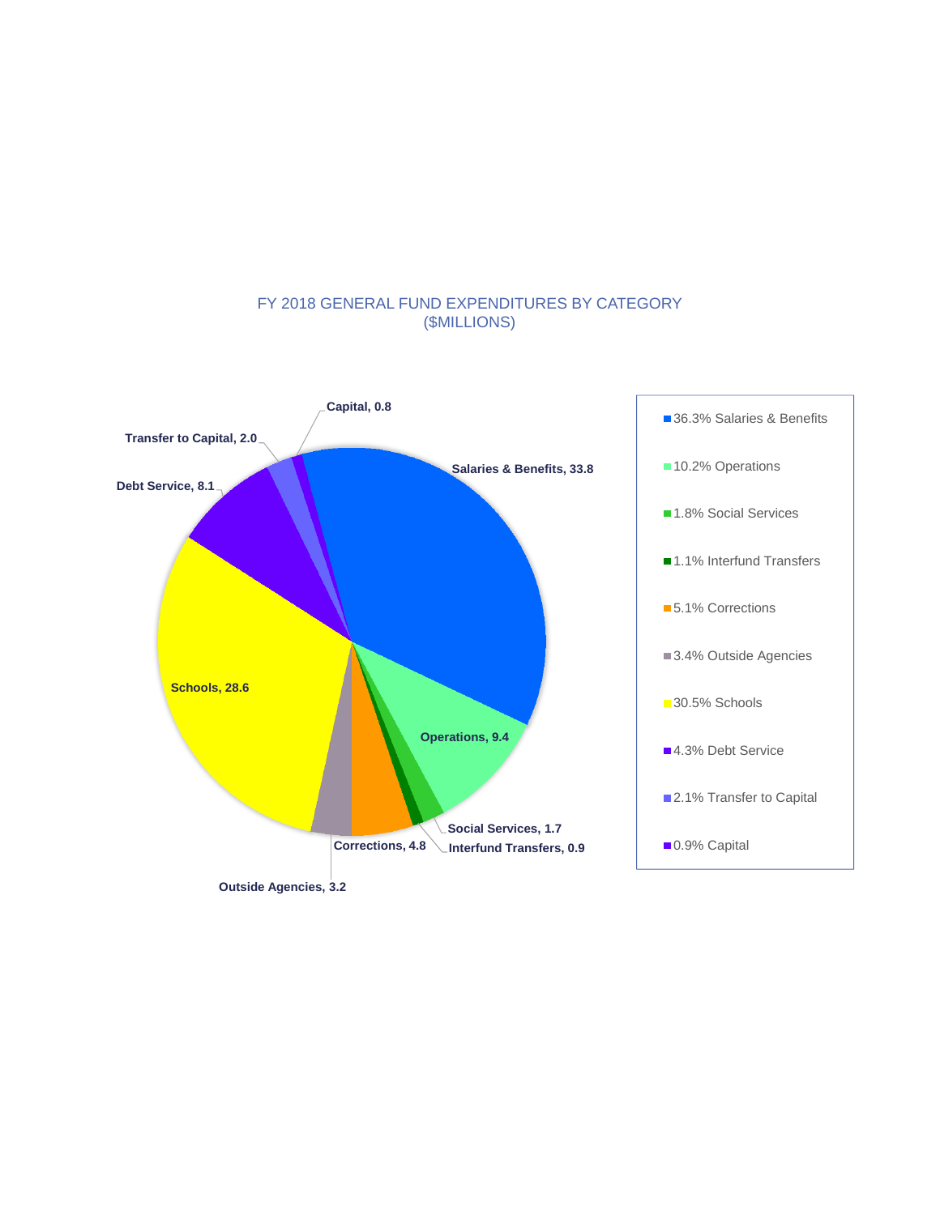FY 2018 GENERAL FUND EXPENDITURES BY CATEGORY
($MILLIONS)

| Category | $Millions | Percent |
|---|---|---|
| Salaries & Benefits | 33.8 | 36.3% |
| Operations | 9.4 | 10.2% |
| Social Services | 1.7 | 1.8% |
| Interfund Transfers | 0.9 | 1.1% |
| Corrections | 4.8 | 5.1% |
| Outside Agencies | 3.2 | 3.4% |
| Schools | 28.6 | 30.5% |
| Debt Service | 8.1 | 4.3% |
| Transfer to Capital | 2.0 | 2.1% |
| Capital | 0.8 | 0.9% |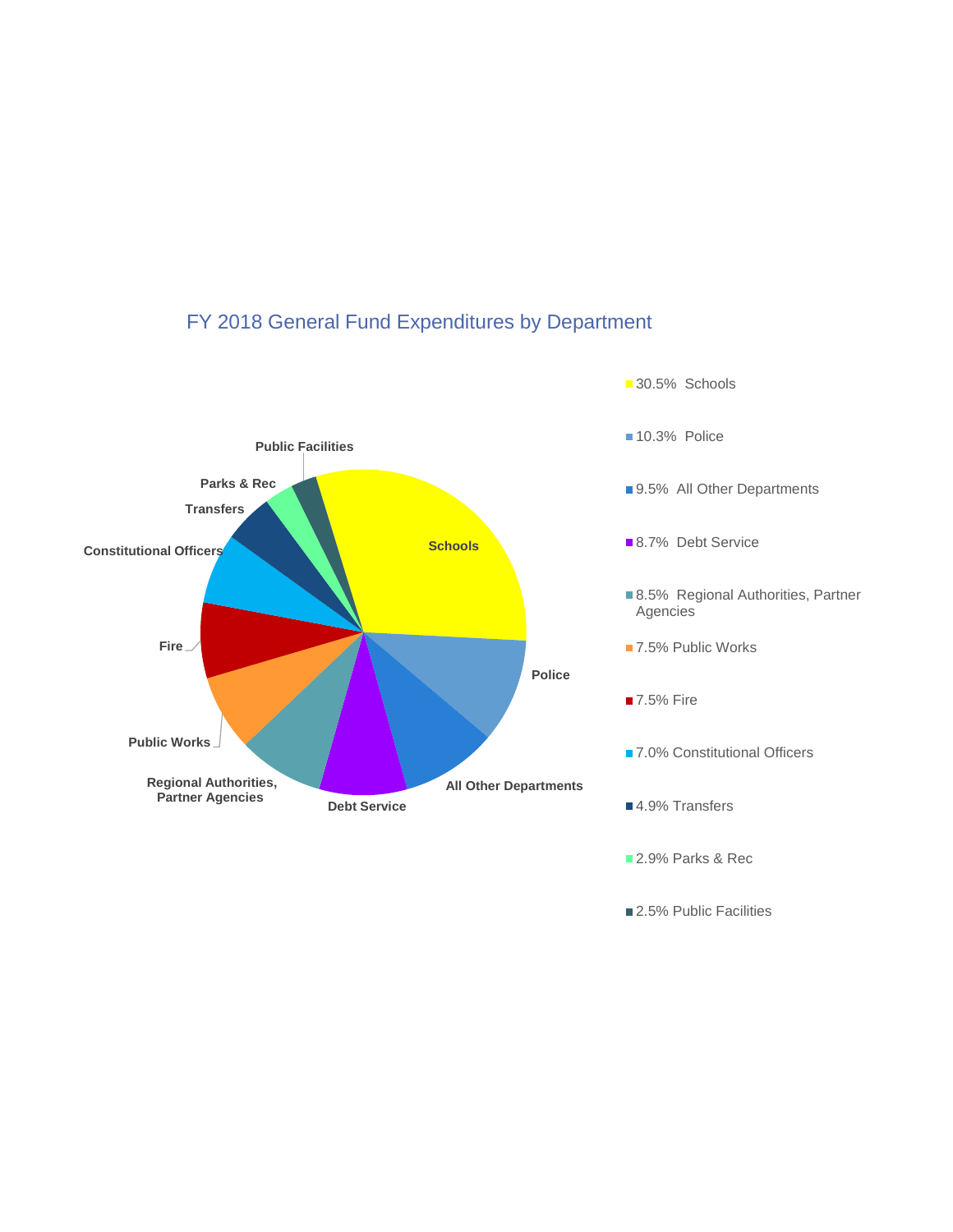## FY 2018 General Fund Expenditures by Department

- 30.5% Schools
- 10.3% Police
- 9.5% All Other Departments
- 8.7% Debt Service
- 8.5% Regional Authorities, Partner Agencies
- 7.5% Public Works
- 7.5% Fire
- 7.0% Constitutional Officers
- 4.9% Transfers
- 2.9% Parks & Rec
- 2.5% Public Facilities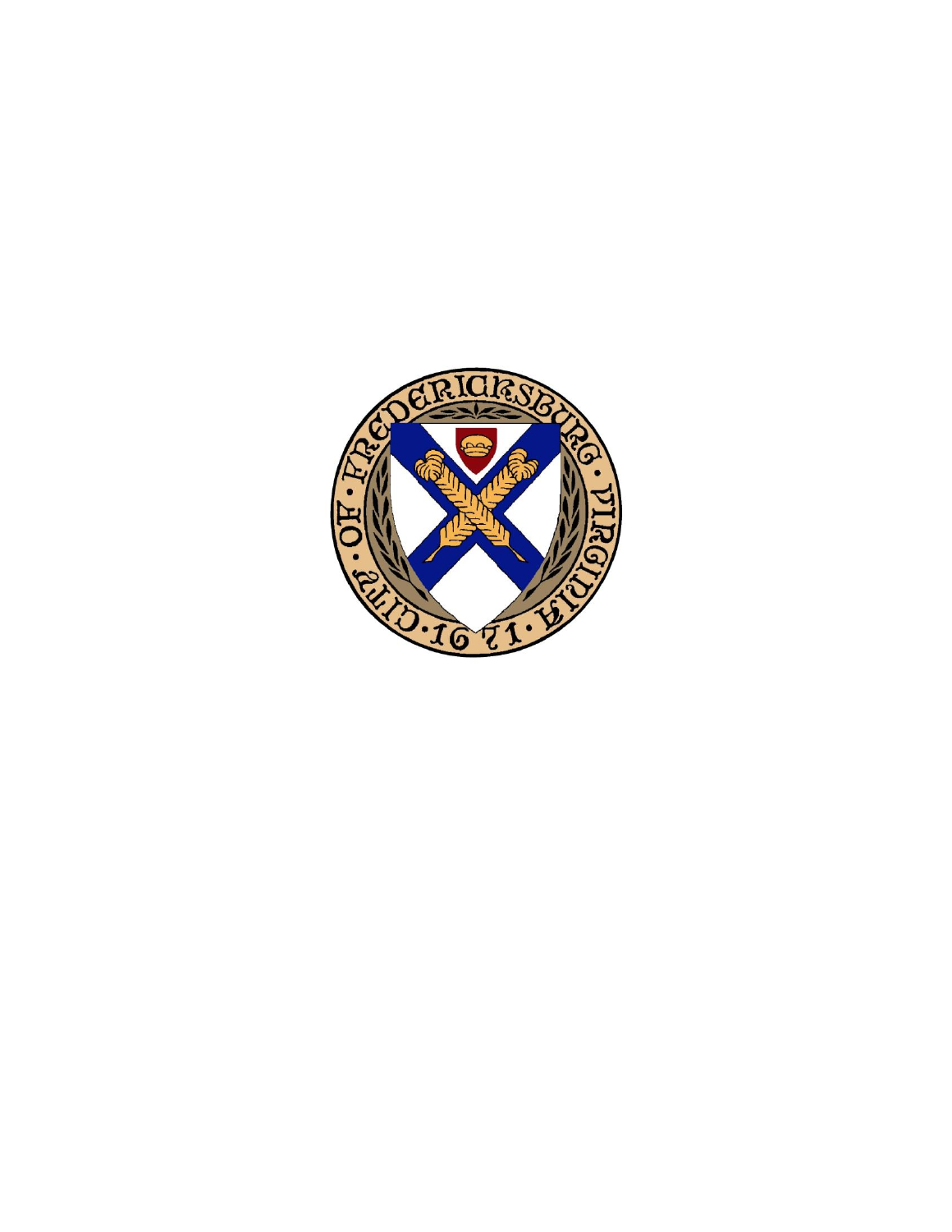CITY OF FREDERICKSBURG VIRGINIA 1671